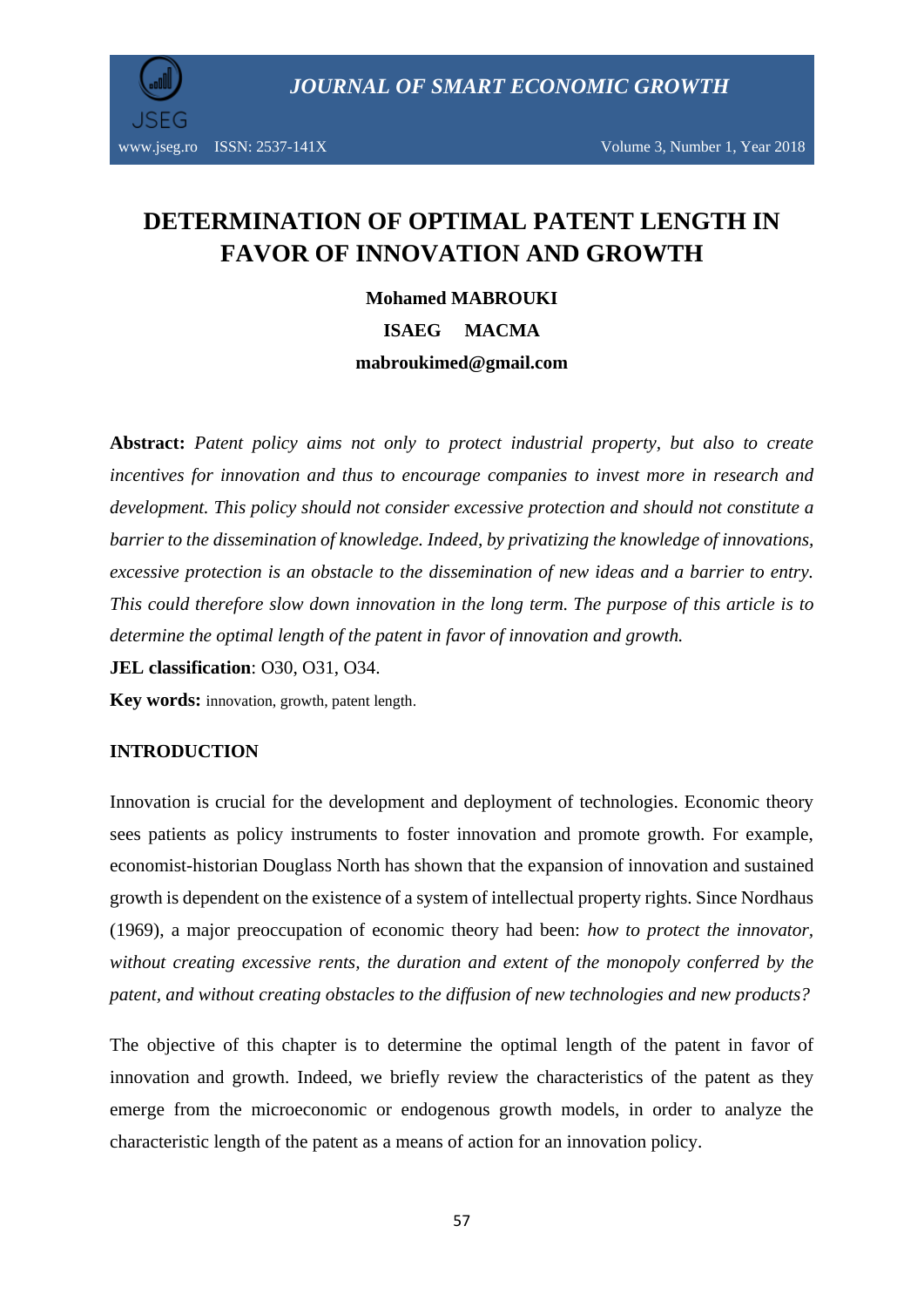# DETERMINATION OF OPTIMAL PATENT LENGTH IN FAVOR OF INNOVATION AND GROWTH

**Mohamed MABROUKI**

**ISAEG MACMA**

**mabroukimed@gmail.com**

**Abstract:** *Patent policy aims not only to protect industrial property, but also to create incentives for innovation and thus to encourage companies to invest more in research and development. This policy should not consider excessive protection and should not constitute a barrier to the dissemination of knowledge. Indeed, by privatizing the knowledge of innovations, excessive protection is an obstacle to the dissemination of new ideas and a barrier to entry. This could therefore slow down innovation in the long term. The purpose of this article is to determine the optimal length of the patent in favor of innovation and growth.*

**JEL classification**: O30, O31, O34.

**Key words:** innovation, growth, patent length.

## INTRODUCTION

Innovation is crucial for the development and deployment of technologies. Economic theory sees patients as policy instruments to foster innovation and promote growth. For example, economist-historian Douglass North has shown that the expansion of innovation and sustained growth is dependent on the existence of a system of intellectual property rights. Since Nordhaus (1969), a major preoccupation of economic theory had been: *how to protect the innovator, without creating excessive rents, the duration and extent of the monopoly conferred by the patent, and without creating obstacles to the diffusion of new technologies and new products?*

The objective of this chapter is to determine the optimal length of the patent in favor of innovation and growth. Indeed, we briefly review the characteristics of the patent as they emerge from the microeconomic or endogenous growth models, in order to analyze the characteristic length of the patent as a means of action for an innovation policy.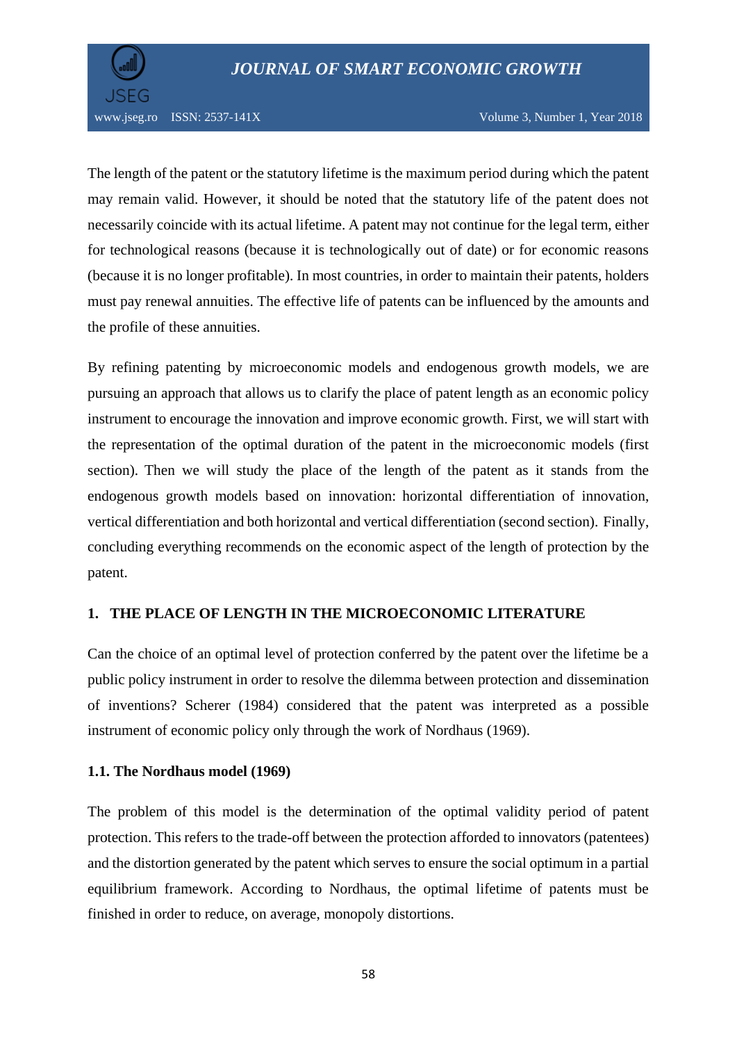The length of the patent or the statutory lifetime is the maximum period during which the patent may remain valid. However, it should be noted that the statutory life of the patent does not necessarily coincide with its actual lifetime. A patent may not continue for the legal term, either for technological reasons (because it is technologically out of date) or for economic reasons (because it is no longer profitable). In most countries, in order to maintain their patents, holders must pay renewal annuities. The effective life of patents can be influenced by the amounts and the profile of these annuities.

By refining patenting by microeconomic models and endogenous growth models, we are pursuing an approach that allows us to clarify the place of patent length as an economic policy instrument to encourage the innovation and improve economic growth. First, we will start with the representation of the optimal duration of the patent in the microeconomic models (first section). Then we will study the place of the length of the patent as it stands from the endogenous growth models based on innovation: horizontal differentiation of innovation, vertical differentiation and both horizontal and vertical differentiation (second section). Finally, concluding everything recommends on the economic aspect of the length of protection by the patent.

## 1. THE PLACE OF LENGTH IN THE MICROECONOMIC LITERATURE

Can the choice of an optimal level of protection conferred by the patent over the lifetime be a public policy instrument in order to resolve the dilemma between protection and dissemination of inventions? Scherer (1984) considered that the patent was interpreted as a possible instrument of economic policy only through the work of Nordhaus (1969).

### 1.1. The Nordhaus model (1969)

The problem of this model is the determination of the optimal validity period of patent protection. This refers to the trade-off between the protection afforded to innovators (patentees) and the distortion generated by the patent which serves to ensure the social optimum in a partial equilibrium framework. According to Nordhaus, the optimal lifetime of patents must be finished in order to reduce, on average, monopoly distortions.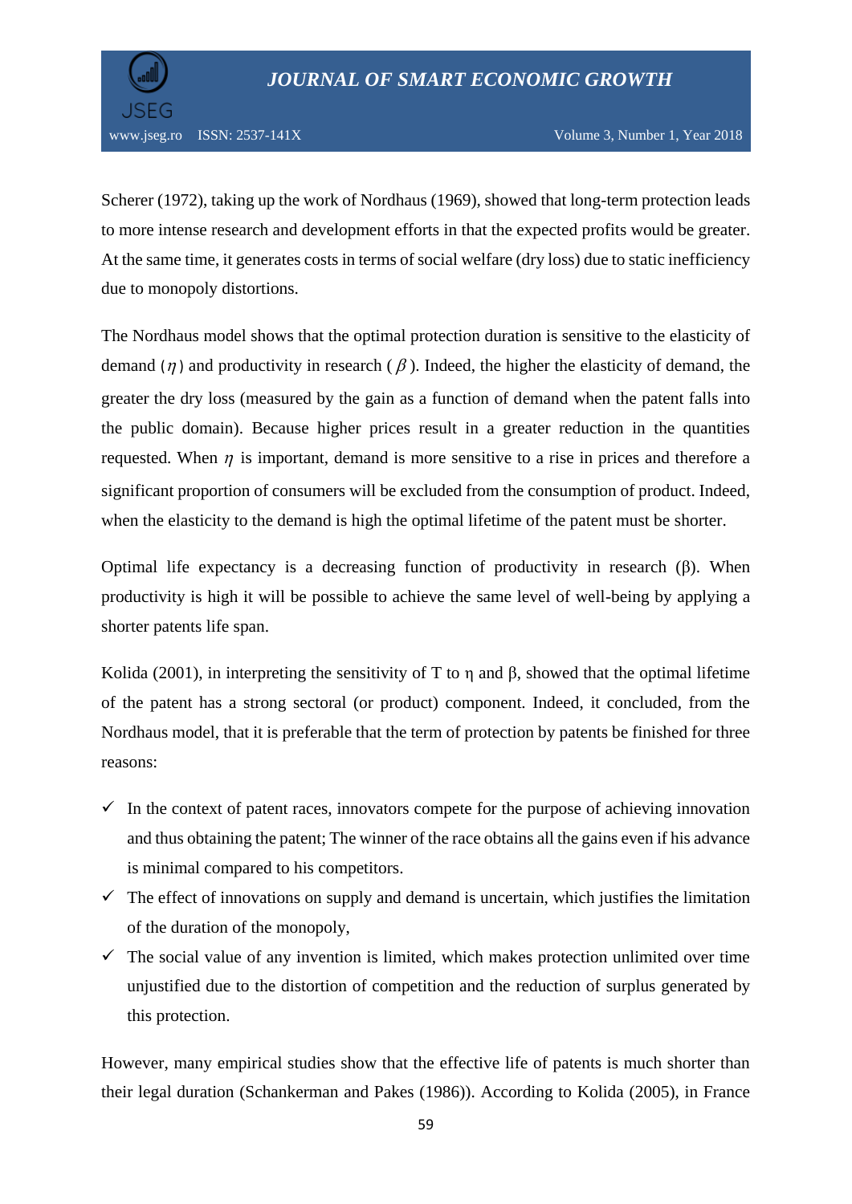Scherer (1972), taking up the work of Nordhaus (1969), showed that long-term protection leads to more intense research and development efforts in that the expected profits would be greater. At the same time, it generates costs in terms of social welfare (dry loss) due to static inefficiency due to monopoly distortions.

The Nordhaus model shows that the optimal protection duration is sensitive to the elasticity of demand ($\eta$) and productivity in research ($\beta$). Indeed, the higher the elasticity of demand, the greater the dry loss (measured by the gain as a function of demand when the patent falls into the public domain). Because higher prices result in a greater reduction in the quantities requested. When $\eta$ is important, demand is more sensitive to a rise in prices and therefore a significant proportion of consumers will be excluded from the consumption of product. Indeed, when the elasticity to the demand is high the optimal lifetime of the patent must be shorter.

Optimal life expectancy is a decreasing function of productivity in research ($\beta$). When productivity is high it will be possible to achieve the same level of well-being by applying a shorter patents life span.

Kolida (2001), in interpreting the sensitivity of T to $\eta$ and $\beta$, showed that the optimal lifetime of the patent has a strong sectoral (or product) component. Indeed, it concluded, from the Nordhaus model, that it is preferable that the term of protection by patents be finished for three reasons:

- ✓ In the context of patent races, innovators compete for the purpose of achieving innovation and thus obtaining the patent; The winner of the race obtains all the gains even if his advance is minimal compared to his competitors.
- ✓ The effect of innovations on supply and demand is uncertain, which justifies the limitation of the duration of the monopoly,
- ✓ The social value of any invention is limited, which makes protection unlimited over time unjustified due to the distortion of competition and the reduction of surplus generated by this protection.

However, many empirical studies show that the effective life of patents is much shorter than their legal duration (Schankerman and Pakes (1986)). According to Kolida (2005), in France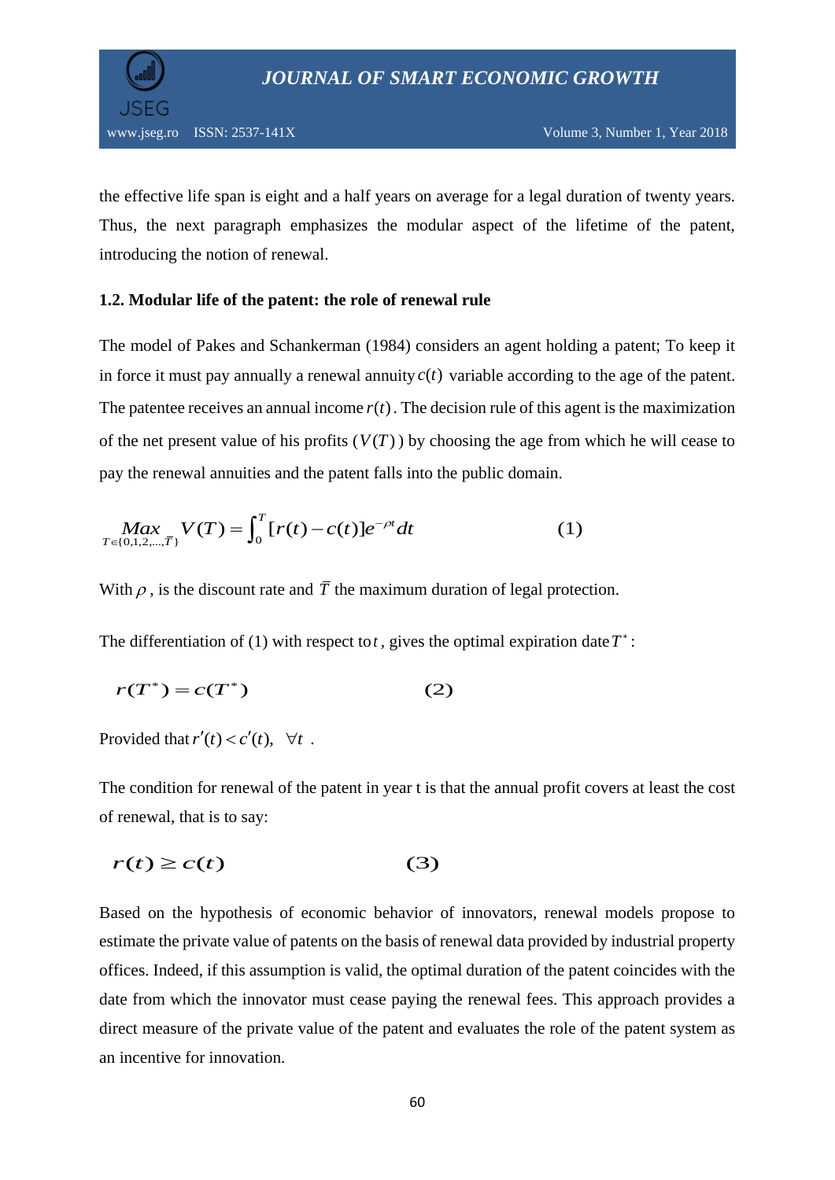the effective life span is eight and a half years on average for a legal duration of twenty years. Thus, the next paragraph emphasizes the modular aspect of the lifetime of the patent, introducing the notion of renewal.

### 1.2. Modular life of the patent: the role of renewal rule

The model of Pakes and Schankerman (1984) considers an agent holding a patent; To keep it in force it must pay annually a renewal annuity $c(t)$ variable according to the age of the patent. The patentee receives an annual income $r(t)$. The decision rule of this agent is the maximization of the net present value of his profits ($V(T)$) by choosing the age from which he will cease to pay the renewal annuities and the patent falls into the public domain.

$$\underset{T \in \{0,1,2,\ldots,\bar{T}\}}{Max} V(T) = \int_0^T [r(t) - c(t)] e^{-\rho t} dt \qquad (1)$$

With $\rho$, is the discount rate and $\bar{T}$ the maximum duration of legal protection.

The differentiation of (1) with respect to $t$, gives the optimal expiration date $T^*$:

$$r(T^*) = c(T^*) \qquad (2)$$

Provided that $r'(t) < c'(t), \quad \forall t$ .

The condition for renewal of the patent in year t is that the annual profit covers at least the cost of renewal, that is to say:

$$r(t) \geq c(t) \qquad (3)$$

Based on the hypothesis of economic behavior of innovators, renewal models propose to estimate the private value of patents on the basis of renewal data provided by industrial property offices. Indeed, if this assumption is valid, the optimal duration of the patent coincides with the date from which the innovator must cease paying the renewal fees. This approach provides a direct measure of the private value of the patent and evaluates the role of the patent system as an incentive for innovation.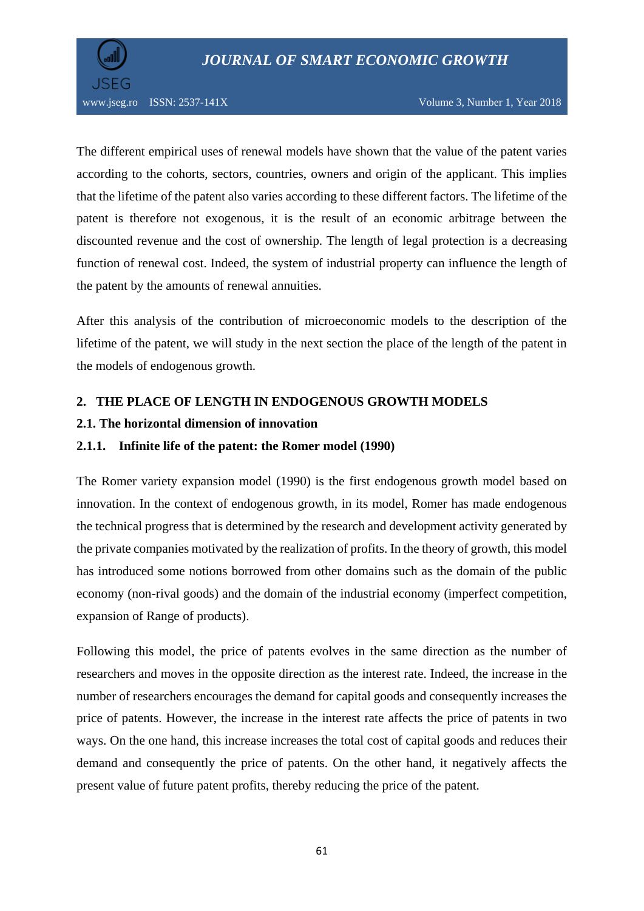The different empirical uses of renewal models have shown that the value of the patent varies according to the cohorts, sectors, countries, owners and origin of the applicant. This implies that the lifetime of the patent also varies according to these different factors. The lifetime of the patent is therefore not exogenous, it is the result of an economic arbitrage between the discounted revenue and the cost of ownership. The length of legal protection is a decreasing function of renewal cost. Indeed, the system of industrial property can influence the length of the patent by the amounts of renewal annuities.

After this analysis of the contribution of microeconomic models to the description of the lifetime of the patent, we will study in the next section the place of the length of the patent in the models of endogenous growth.

## 2. THE PLACE OF LENGTH IN ENDOGENOUS GROWTH MODELS

### 2.1. The horizontal dimension of innovation

#### 2.1.1. Infinite life of the patent: the Romer model (1990)

The Romer variety expansion model (1990) is the first endogenous growth model based on innovation. In the context of endogenous growth, in its model, Romer has made endogenous the technical progress that is determined by the research and development activity generated by the private companies motivated by the realization of profits. In the theory of growth, this model has introduced some notions borrowed from other domains such as the domain of the public economy (non-rival goods) and the domain of the industrial economy (imperfect competition, expansion of Range of products).

Following this model, the price of patents evolves in the same direction as the number of researchers and moves in the opposite direction as the interest rate. Indeed, the increase in the number of researchers encourages the demand for capital goods and consequently increases the price of patents. However, the increase in the interest rate affects the price of patents in two ways. On the one hand, this increase increases the total cost of capital goods and reduces their demand and consequently the price of patents. On the other hand, it negatively affects the present value of future patent profits, thereby reducing the price of the patent.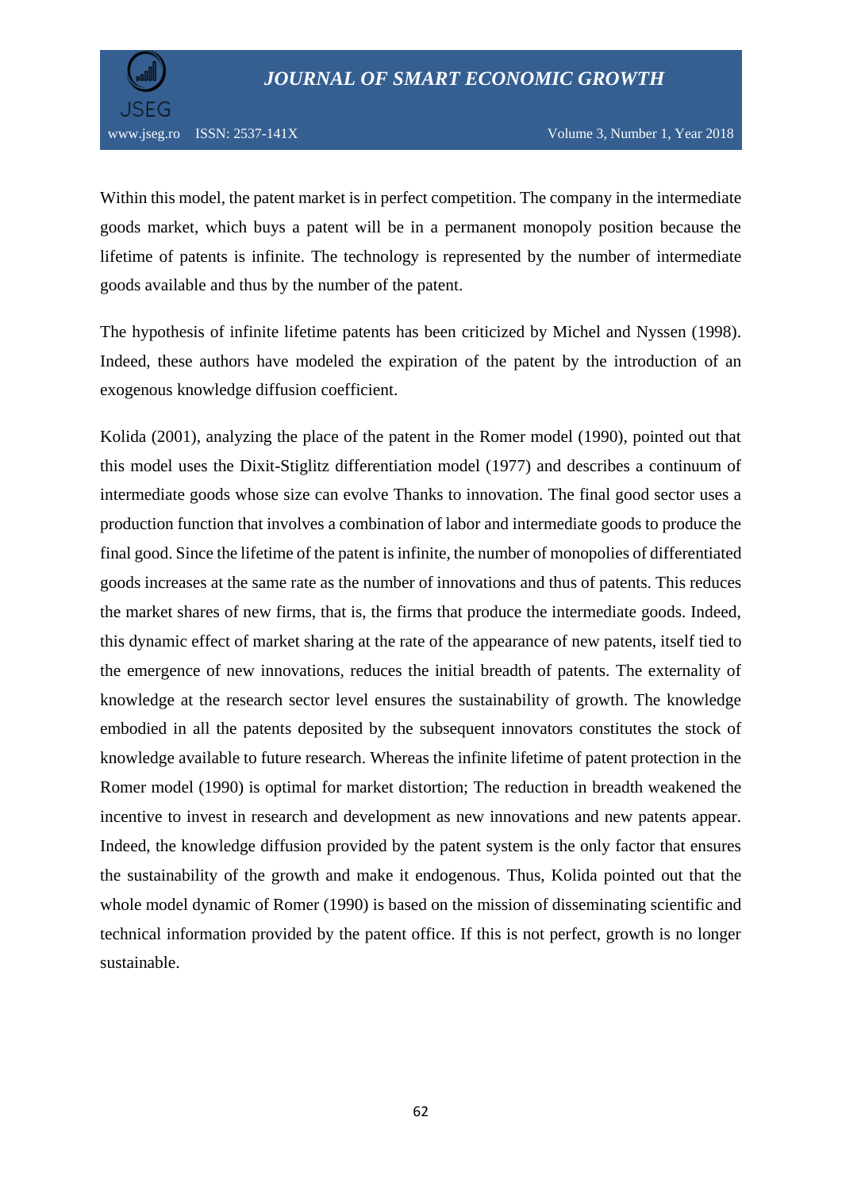Within this model, the patent market is in perfect competition. The company in the intermediate goods market, which buys a patent will be in a permanent monopoly position because the lifetime of patents is infinite. The technology is represented by the number of intermediate goods available and thus by the number of the patent.

The hypothesis of infinite lifetime patents has been criticized by Michel and Nyssen (1998). Indeed, these authors have modeled the expiration of the patent by the introduction of an exogenous knowledge diffusion coefficient.

Kolida (2001), analyzing the place of the patent in the Romer model (1990), pointed out that this model uses the Dixit-Stiglitz differentiation model (1977) and describes a continuum of intermediate goods whose size can evolve Thanks to innovation. The final good sector uses a production function that involves a combination of labor and intermediate goods to produce the final good. Since the lifetime of the patent is infinite, the number of monopolies of differentiated goods increases at the same rate as the number of innovations and thus of patents. This reduces the market shares of new firms, that is, the firms that produce the intermediate goods. Indeed, this dynamic effect of market sharing at the rate of the appearance of new patents, itself tied to the emergence of new innovations, reduces the initial breadth of patents. The externality of knowledge at the research sector level ensures the sustainability of growth. The knowledge embodied in all the patents deposited by the subsequent innovators constitutes the stock of knowledge available to future research. Whereas the infinite lifetime of patent protection in the Romer model (1990) is optimal for market distortion; The reduction in breadth weakened the incentive to invest in research and development as new innovations and new patents appear. Indeed, the knowledge diffusion provided by the patent system is the only factor that ensures the sustainability of the growth and make it endogenous. Thus, Kolida pointed out that the whole model dynamic of Romer (1990) is based on the mission of disseminating scientific and technical information provided by the patent office. If this is not perfect, growth is no longer sustainable.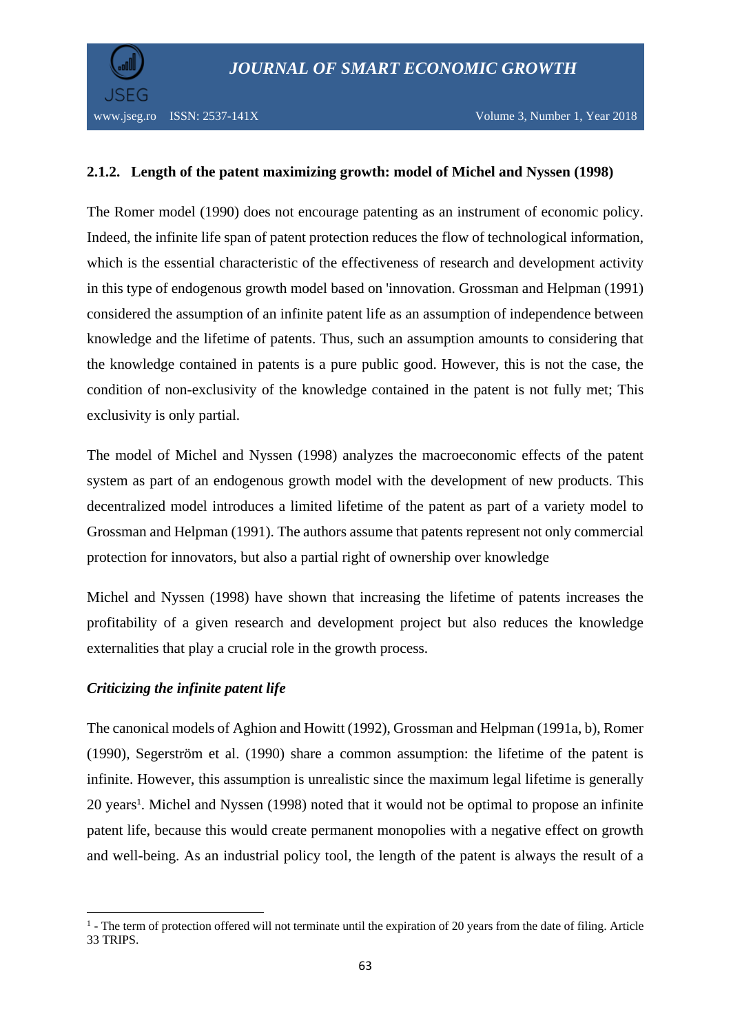### 2.1.2. Length of the patent maximizing growth: model of Michel and Nyssen (1998)

The Romer model (1990) does not encourage patenting as an instrument of economic policy. Indeed, the infinite life span of patent protection reduces the flow of technological information, which is the essential characteristic of the effectiveness of research and development activity in this type of endogenous growth model based on 'innovation. Grossman and Helpman (1991) considered the assumption of an infinite patent life as an assumption of independence between knowledge and the lifetime of patents. Thus, such an assumption amounts to considering that the knowledge contained in patents is a pure public good. However, this is not the case, the condition of non-exclusivity of the knowledge contained in the patent is not fully met; This exclusivity is only partial.

The model of Michel and Nyssen (1998) analyzes the macroeconomic effects of the patent system as part of an endogenous growth model with the development of new products. This decentralized model introduces a limited lifetime of the patent as part of a variety model to Grossman and Helpman (1991). The authors assume that patents represent not only commercial protection for innovators, but also a partial right of ownership over knowledge

Michel and Nyssen (1998) have shown that increasing the lifetime of patents increases the profitability of a given research and development project but also reduces the knowledge externalities that play a crucial role in the growth process.

***Criticizing the infinite patent life***

The canonical models of Aghion and Howitt (1992), Grossman and Helpman (1991a, b), Romer (1990), Segerström et al. (1990) share a common assumption: the lifetime of the patent is infinite. However, this assumption is unrealistic since the maximum legal lifetime is generally 20 years[1]. Michel and Nyssen (1998) noted that it would not be optimal to propose an infinite patent life, because this would create permanent monopolies with a negative effect on growth and well-being. As an industrial policy tool, the length of the patent is always the result of a

[1] - The term of protection offered will not terminate until the expiration of 20 years from the date of filing. Article 33 TRIPS.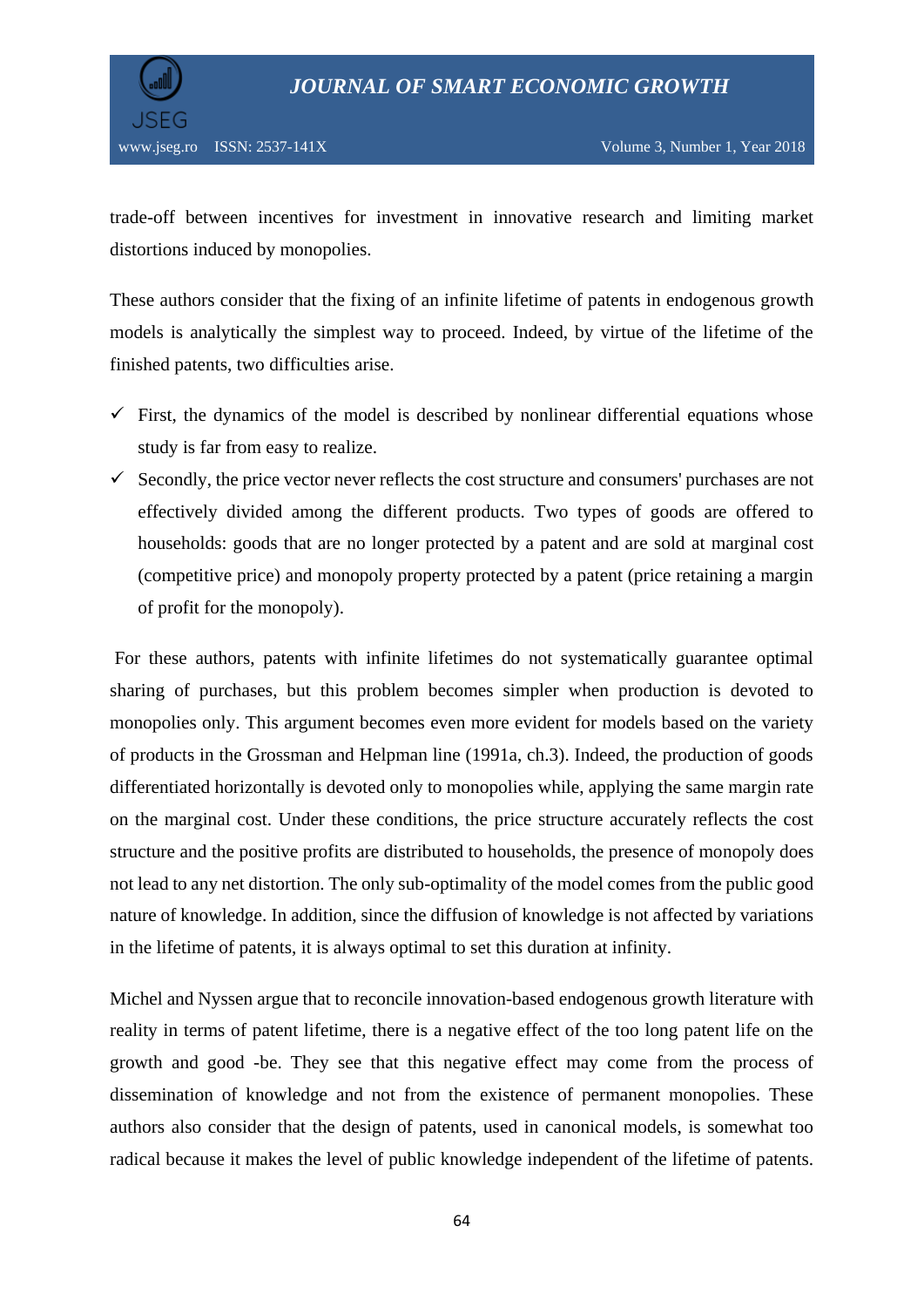trade-off between incentives for investment in innovative research and limiting market distortions induced by monopolies.

These authors consider that the fixing of an infinite lifetime of patents in endogenous growth models is analytically the simplest way to proceed. Indeed, by virtue of the lifetime of the finished patents, two difficulties arise.

- ✓ First, the dynamics of the model is described by nonlinear differential equations whose study is far from easy to realize.
- ✓ Secondly, the price vector never reflects the cost structure and consumers' purchases are not effectively divided among the different products. Two types of goods are offered to households: goods that are no longer protected by a patent and are sold at marginal cost (competitive price) and monopoly property protected by a patent (price retaining a margin of profit for the monopoly).

For these authors, patents with infinite lifetimes do not systematically guarantee optimal sharing of purchases, but this problem becomes simpler when production is devoted to monopolies only. This argument becomes even more evident for models based on the variety of products in the Grossman and Helpman line (1991a, ch.3). Indeed, the production of goods differentiated horizontally is devoted only to monopolies while, applying the same margin rate on the marginal cost. Under these conditions, the price structure accurately reflects the cost structure and the positive profits are distributed to households, the presence of monopoly does not lead to any net distortion. The only sub-optimality of the model comes from the public good nature of knowledge. In addition, since the diffusion of knowledge is not affected by variations in the lifetime of patents, it is always optimal to set this duration at infinity.

Michel and Nyssen argue that to reconcile innovation-based endogenous growth literature with reality in terms of patent lifetime, there is a negative effect of the too long patent life on the growth and good -be. They see that this negative effect may come from the process of dissemination of knowledge and not from the existence of permanent monopolies. These authors also consider that the design of patents, used in canonical models, is somewhat too radical because it makes the level of public knowledge independent of the lifetime of patents.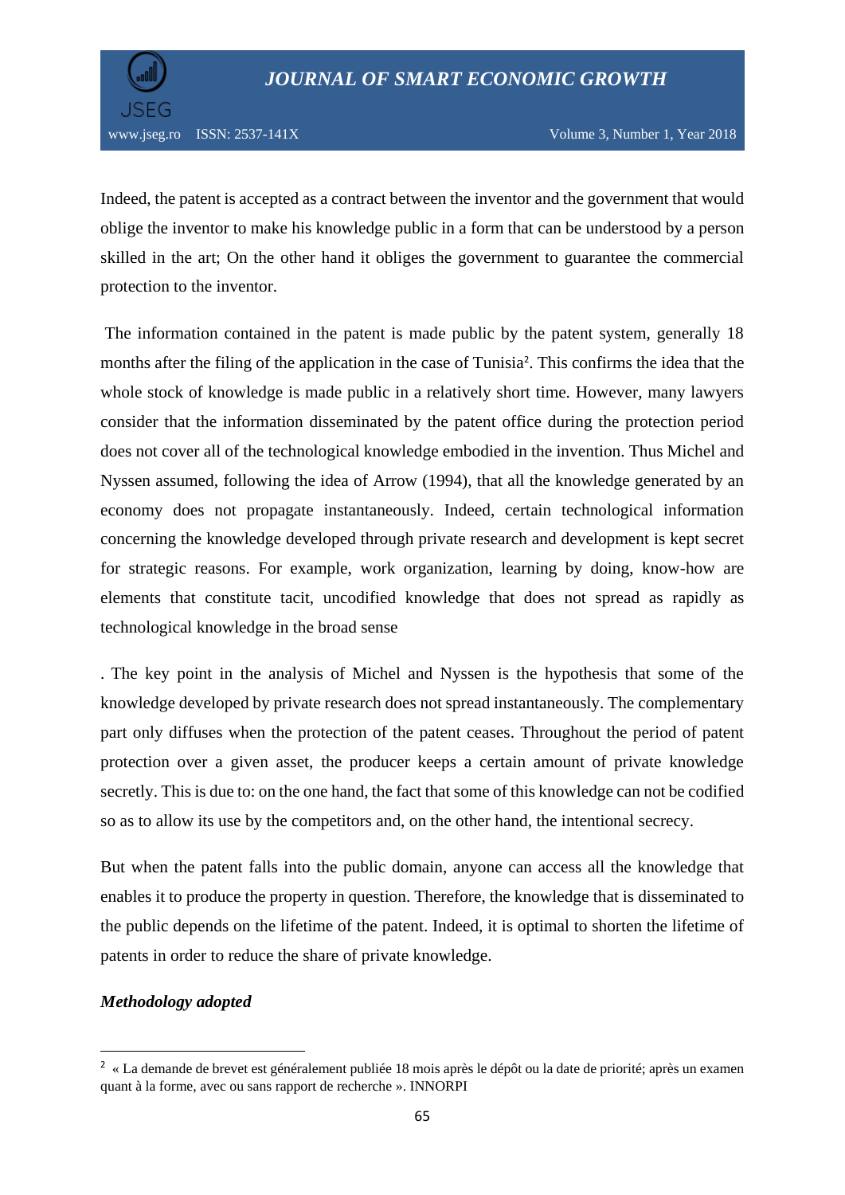Indeed, the patent is accepted as a contract between the inventor and the government that would oblige the inventor to make his knowledge public in a form that can be understood by a person skilled in the art; On the other hand it obliges the government to guarantee the commercial protection to the inventor.

The information contained in the patent is made public by the patent system, generally 18 months after the filing of the application in the case of Tunisia[2]. This confirms the idea that the whole stock of knowledge is made public in a relatively short time. However, many lawyers consider that the information disseminated by the patent office during the protection period does not cover all of the technological knowledge embodied in the invention. Thus Michel and Nyssen assumed, following the idea of Arrow (1994), that all the knowledge generated by an economy does not propagate instantaneously. Indeed, certain technological information concerning the knowledge developed through private research and development is kept secret for strategic reasons. For example, work organization, learning by doing, know-how are elements that constitute tacit, uncodified knowledge that does not spread as rapidly as technological knowledge in the broad sense

. The key point in the analysis of Michel and Nyssen is the hypothesis that some of the knowledge developed by private research does not spread instantaneously. The complementary part only diffuses when the protection of the patent ceases. Throughout the period of patent protection over a given asset, the producer keeps a certain amount of private knowledge secretly. This is due to: on the one hand, the fact that some of this knowledge can not be codified so as to allow its use by the competitors and, on the other hand, the intentional secrecy.

But when the patent falls into the public domain, anyone can access all the knowledge that enables it to produce the property in question. Therefore, the knowledge that is disseminated to the public depends on the lifetime of the patent. Indeed, it is optimal to shorten the lifetime of patents in order to reduce the share of private knowledge.

***Methodology adopted***

[2] « La demande de brevet est généralement publiée 18 mois après le dépôt ou la date de priorité; après un examen quant à la forme, avec ou sans rapport de recherche ». INNORPI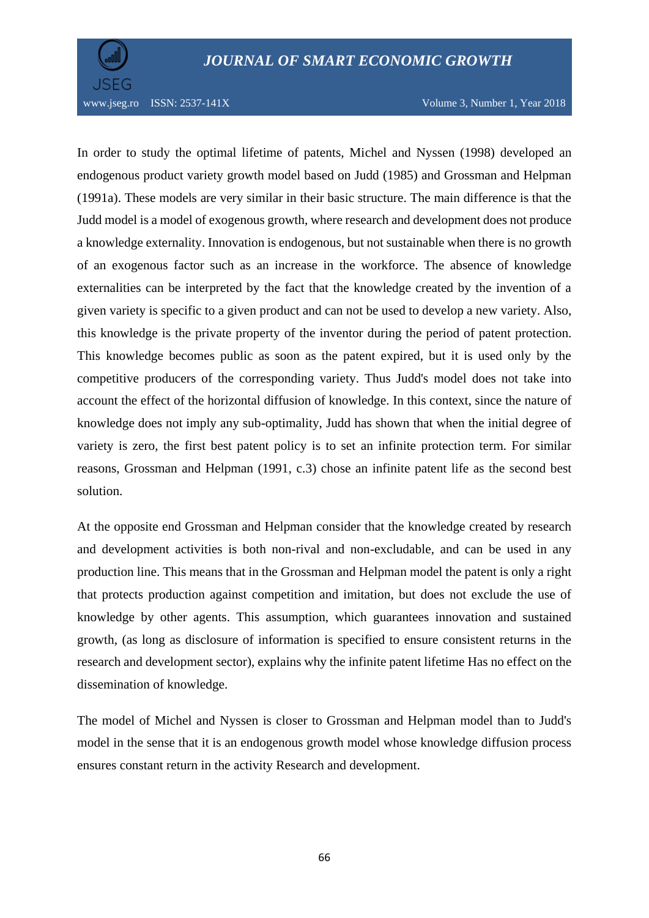In order to study the optimal lifetime of patents, Michel and Nyssen (1998) developed an endogenous product variety growth model based on Judd (1985) and Grossman and Helpman (1991a). These models are very similar in their basic structure. The main difference is that the Judd model is a model of exogenous growth, where research and development does not produce a knowledge externality. Innovation is endogenous, but not sustainable when there is no growth of an exogenous factor such as an increase in the workforce. The absence of knowledge externalities can be interpreted by the fact that the knowledge created by the invention of a given variety is specific to a given product and can not be used to develop a new variety. Also, this knowledge is the private property of the inventor during the period of patent protection. This knowledge becomes public as soon as the patent expired, but it is used only by the competitive producers of the corresponding variety. Thus Judd's model does not take into account the effect of the horizontal diffusion of knowledge. In this context, since the nature of knowledge does not imply any sub-optimality, Judd has shown that when the initial degree of variety is zero, the first best patent policy is to set an infinite protection term. For similar reasons, Grossman and Helpman (1991, c.3) chose an infinite patent life as the second best solution.

At the opposite end Grossman and Helpman consider that the knowledge created by research and development activities is both non-rival and non-excludable, and can be used in any production line. This means that in the Grossman and Helpman model the patent is only a right that protects production against competition and imitation, but does not exclude the use of knowledge by other agents. This assumption, which guarantees innovation and sustained growth, (as long as disclosure of information is specified to ensure consistent returns in the research and development sector), explains why the infinite patent lifetime Has no effect on the dissemination of knowledge.

The model of Michel and Nyssen is closer to Grossman and Helpman model than to Judd's model in the sense that it is an endogenous growth model whose knowledge diffusion process ensures constant return in the activity Research and development.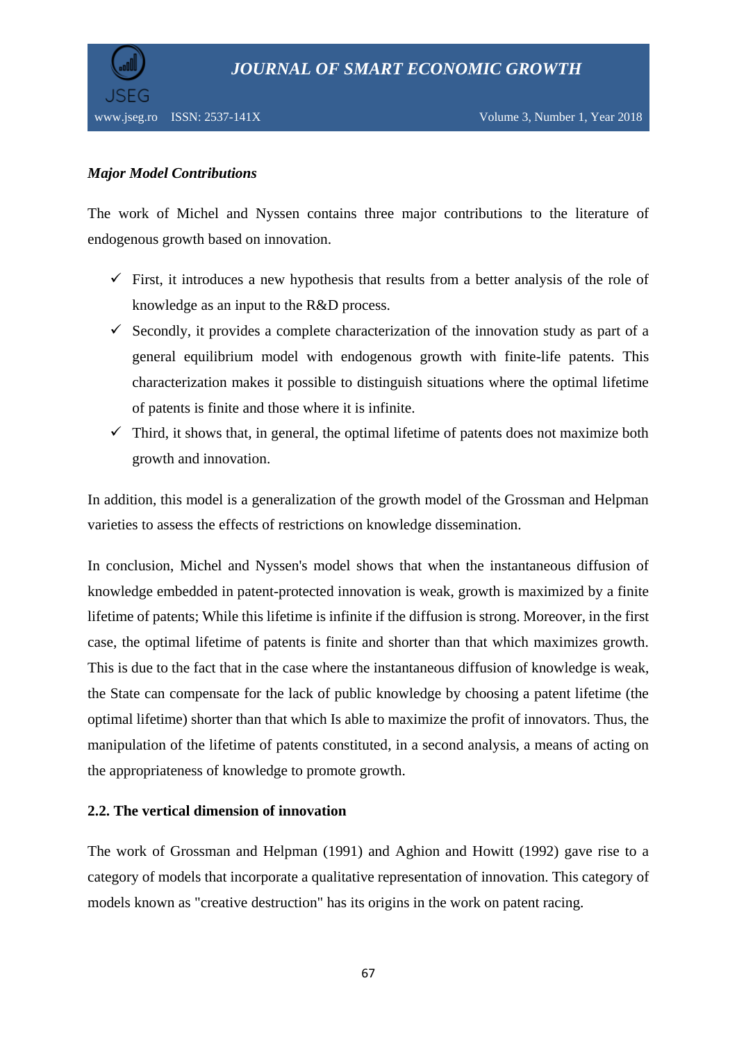***Major Model Contributions***

The work of Michel and Nyssen contains three major contributions to the literature of endogenous growth based on innovation.

- ✓ First, it introduces a new hypothesis that results from a better analysis of the role of knowledge as an input to the R&D process.
- ✓ Secondly, it provides a complete characterization of the innovation study as part of a general equilibrium model with endogenous growth with finite-life patents. This characterization makes it possible to distinguish situations where the optimal lifetime of patents is finite and those where it is infinite.
- ✓ Third, it shows that, in general, the optimal lifetime of patents does not maximize both growth and innovation.

In addition, this model is a generalization of the growth model of the Grossman and Helpman varieties to assess the effects of restrictions on knowledge dissemination.

In conclusion, Michel and Nyssen's model shows that when the instantaneous diffusion of knowledge embedded in patent-protected innovation is weak, growth is maximized by a finite lifetime of patents; While this lifetime is infinite if the diffusion is strong. Moreover, in the first case, the optimal lifetime of patents is finite and shorter than that which maximizes growth. This is due to the fact that in the case where the instantaneous diffusion of knowledge is weak, the State can compensate for the lack of public knowledge by choosing a patent lifetime (the optimal lifetime) shorter than that which Is able to maximize the profit of innovators. Thus, the manipulation of the lifetime of patents constituted, in a second analysis, a means of acting on the appropriateness of knowledge to promote growth.

**2.2. The vertical dimension of innovation**

The work of Grossman and Helpman (1991) and Aghion and Howitt (1992) gave rise to a category of models that incorporate a qualitative representation of innovation. This category of models known as "creative destruction" has its origins in the work on patent racing.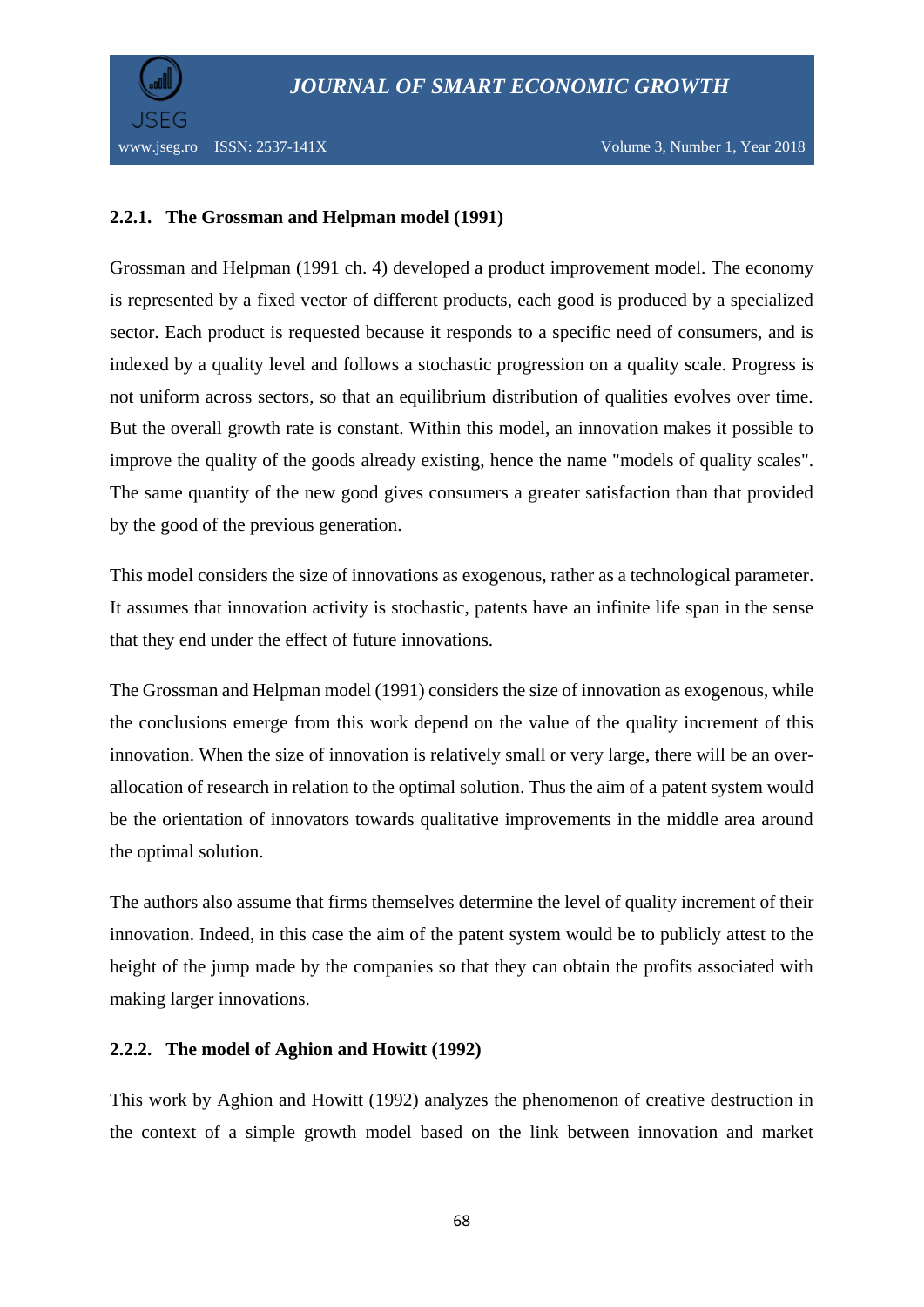### 2.2.1. The Grossman and Helpman model (1991)

Grossman and Helpman (1991 ch. 4) developed a product improvement model. The economy is represented by a fixed vector of different products, each good is produced by a specialized sector. Each product is requested because it responds to a specific need of consumers, and is indexed by a quality level and follows a stochastic progression on a quality scale. Progress is not uniform across sectors, so that an equilibrium distribution of qualities evolves over time. But the overall growth rate is constant. Within this model, an innovation makes it possible to improve the quality of the goods already existing, hence the name "models of quality scales". The same quantity of the new good gives consumers a greater satisfaction than that provided by the good of the previous generation.

This model considers the size of innovations as exogenous, rather as a technological parameter. It assumes that innovation activity is stochastic, patents have an infinite life span in the sense that they end under the effect of future innovations.

The Grossman and Helpman model (1991) considers the size of innovation as exogenous, while the conclusions emerge from this work depend on the value of the quality increment of this innovation. When the size of innovation is relatively small or very large, there will be an over-allocation of research in relation to the optimal solution. Thus the aim of a patent system would be the orientation of innovators towards qualitative improvements in the middle area around the optimal solution.

The authors also assume that firms themselves determine the level of quality increment of their innovation. Indeed, in this case the aim of the patent system would be to publicly attest to the height of the jump made by the companies so that they can obtain the profits associated with making larger innovations.

### 2.2.2. The model of Aghion and Howitt (1992)

This work by Aghion and Howitt (1992) analyzes the phenomenon of creative destruction in the context of a simple growth model based on the link between innovation and market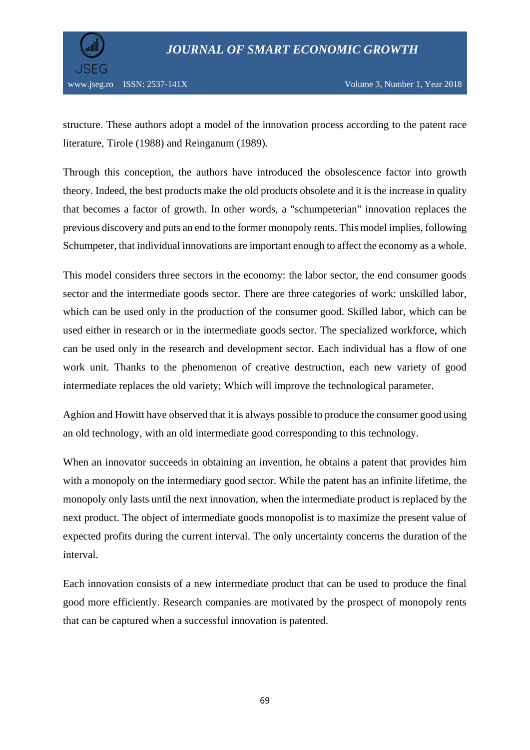structure. These authors adopt a model of the innovation process according to the patent race literature, Tirole (1988) and Reinganum (1989).

Through this conception, the authors have introduced the obsolescence factor into growth theory. Indeed, the best products make the old products obsolete and it is the increase in quality that becomes a factor of growth. In other words, a "schumpeterian" innovation replaces the previous discovery and puts an end to the former monopoly rents. This model implies, following Schumpeter, that individual innovations are important enough to affect the economy as a whole.

This model considers three sectors in the economy: the labor sector, the end consumer goods sector and the intermediate goods sector. There are three categories of work: unskilled labor, which can be used only in the production of the consumer good. Skilled labor, which can be used either in research or in the intermediate goods sector. The specialized workforce, which can be used only in the research and development sector. Each individual has a flow of one work unit. Thanks to the phenomenon of creative destruction, each new variety of good intermediate replaces the old variety; Which will improve the technological parameter.

Aghion and Howitt have observed that it is always possible to produce the consumer good using an old technology, with an old intermediate good corresponding to this technology.

When an innovator succeeds in obtaining an invention, he obtains a patent that provides him with a monopoly on the intermediary good sector. While the patent has an infinite lifetime, the monopoly only lasts until the next innovation, when the intermediate product is replaced by the next product. The object of intermediate goods monopolist is to maximize the present value of expected profits during the current interval. The only uncertainty concerns the duration of the interval.

Each innovation consists of a new intermediate product that can be used to produce the final good more efficiently. Research companies are motivated by the prospect of monopoly rents that can be captured when a successful innovation is patented.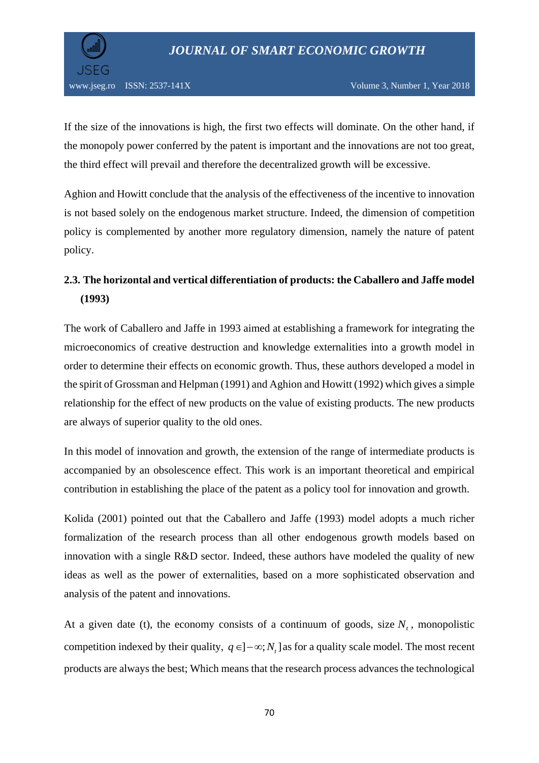If the size of the innovations is high, the first two effects will dominate. On the other hand, if the monopoly power conferred by the patent is important and the innovations are not too great, the third effect will prevail and therefore the decentralized growth will be excessive.

Aghion and Howitt conclude that the analysis of the effectiveness of the incentive to innovation is not based solely on the endogenous market structure. Indeed, the dimension of competition policy is complemented by another more regulatory dimension, namely the nature of patent policy.

### 2.3. The horizontal and vertical differentiation of products: the Caballero and Jaffe model (1993)

The work of Caballero and Jaffe in 1993 aimed at establishing a framework for integrating the microeconomics of creative destruction and knowledge externalities into a growth model in order to determine their effects on economic growth. Thus, these authors developed a model in the spirit of Grossman and Helpman (1991) and Aghion and Howitt (1992) which gives a simple relationship for the effect of new products on the value of existing products. The new products are always of superior quality to the old ones.

In this model of innovation and growth, the extension of the range of intermediate products is accompanied by an obsolescence effect. This work is an important theoretical and empirical contribution in establishing the place of the patent as a policy tool for innovation and growth.

Kolida (2001) pointed out that the Caballero and Jaffe (1993) model adopts a much richer formalization of the research process than all other endogenous growth models based on innovation with a single R&D sector. Indeed, these authors have modeled the quality of new ideas as well as the power of externalities, based on a more sophisticated observation and analysis of the patent and innovations.

At a given date (t), the economy consists of a continuum of goods, size $N_t$, monopolistic competition indexed by their quality, $q \in ]-\infty; N_t]$ as for a quality scale model. The most recent products are always the best; Which means that the research process advances the technological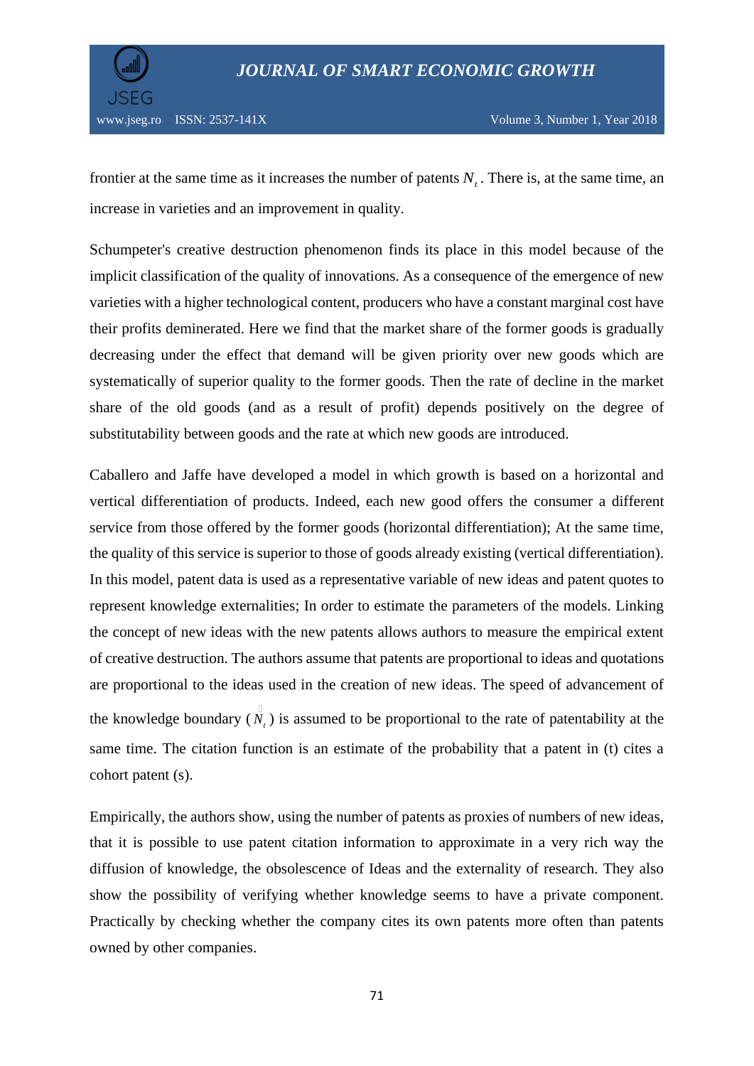frontier at the same time as it increases the number of patents $N_t$. There is, at the same time, an increase in varieties and an improvement in quality.

Schumpeter's creative destruction phenomenon finds its place in this model because of the implicit classification of the quality of innovations. As a consequence of the emergence of new varieties with a higher technological content, producers who have a constant marginal cost have their profits deminerated. Here we find that the market share of the former goods is gradually decreasing under the effect that demand will be given priority over new goods which are systematically of superior quality to the former goods. Then the rate of decline in the market share of the old goods (and as a result of profit) depends positively on the degree of substitutability between goods and the rate at which new goods are introduced.

Caballero and Jaffe have developed a model in which growth is based on a horizontal and vertical differentiation of products. Indeed, each new good offers the consumer a different service from those offered by the former goods (horizontal differentiation); At the same time, the quality of this service is superior to those of goods already existing (vertical differentiation). In this model, patent data is used as a representative variable of new ideas and patent quotes to represent knowledge externalities; In order to estimate the parameters of the models. Linking the concept of new ideas with the new patents allows authors to measure the empirical extent of creative destruction. The authors assume that patents are proportional to ideas and quotations are proportional to the ideas used in the creation of new ideas. The speed of advancement of the knowledge boundary ($\dot{N}_t$) is assumed to be proportional to the rate of patentability at the same time. The citation function is an estimate of the probability that a patent in (t) cites a cohort patent (s).

Empirically, the authors show, using the number of patents as proxies of numbers of new ideas, that it is possible to use patent citation information to approximate in a very rich way the diffusion of knowledge, the obsolescence of Ideas and the externality of research. They also show the possibility of verifying whether knowledge seems to have a private component. Practically by checking whether the company cites its own patents more often than patents owned by other companies.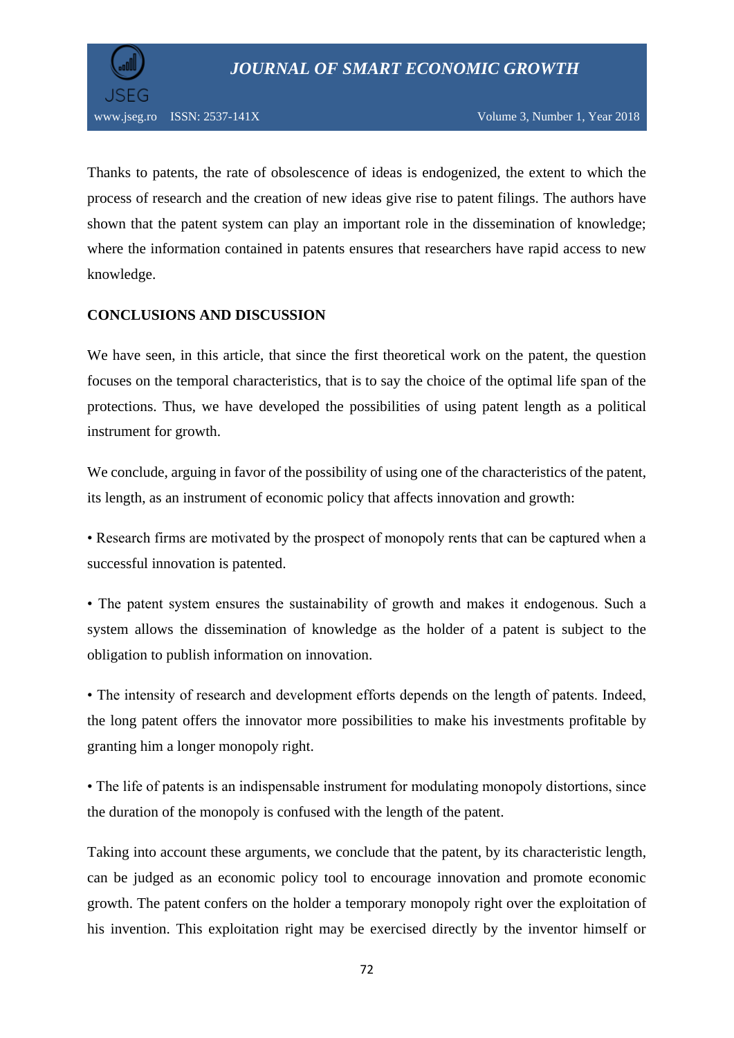Thanks to patents, the rate of obsolescence of ideas is endogenized, the extent to which the process of research and the creation of new ideas give rise to patent filings. The authors have shown that the patent system can play an important role in the dissemination of knowledge; where the information contained in patents ensures that researchers have rapid access to new knowledge.

**CONCLUSIONS AND DISCUSSION**

We have seen, in this article, that since the first theoretical work on the patent, the question focuses on the temporal characteristics, that is to say the choice of the optimal life span of the protections. Thus, we have developed the possibilities of using patent length as a political instrument for growth.

We conclude, arguing in favor of the possibility of using one of the characteristics of the patent, its length, as an instrument of economic policy that affects innovation and growth:

• Research firms are motivated by the prospect of monopoly rents that can be captured when a successful innovation is patented.

• The patent system ensures the sustainability of growth and makes it endogenous. Such a system allows the dissemination of knowledge as the holder of a patent is subject to the obligation to publish information on innovation.

• The intensity of research and development efforts depends on the length of patents. Indeed, the long patent offers the innovator more possibilities to make his investments profitable by granting him a longer monopoly right.

• The life of patents is an indispensable instrument for modulating monopoly distortions, since the duration of the monopoly is confused with the length of the patent.

Taking into account these arguments, we conclude that the patent, by its characteristic length, can be judged as an economic policy tool to encourage innovation and promote economic growth. The patent confers on the holder a temporary monopoly right over the exploitation of his invention. This exploitation right may be exercised directly by the inventor himself or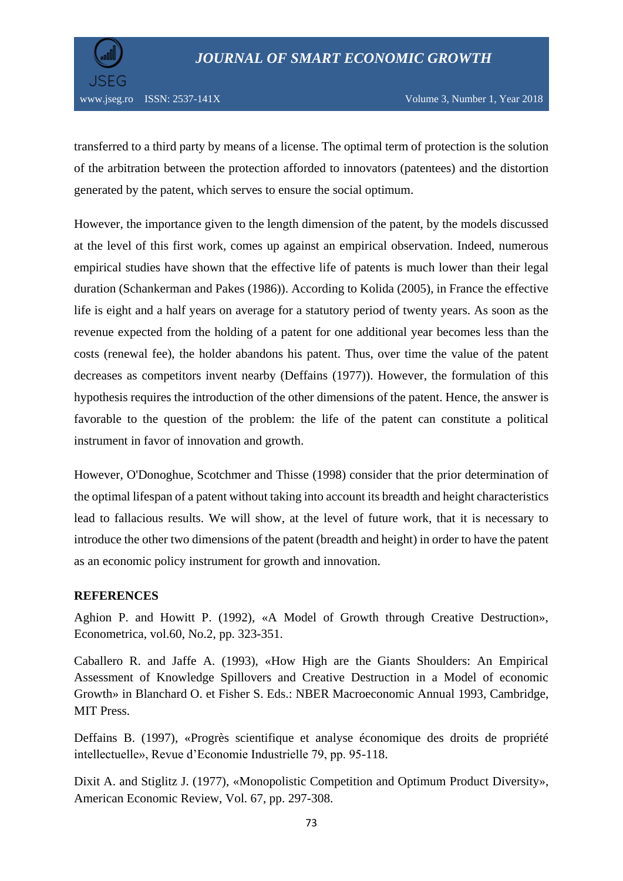transferred to a third party by means of a license. The optimal term of protection is the solution of the arbitration between the protection afforded to innovators (patentees) and the distortion generated by the patent, which serves to ensure the social optimum.

However, the importance given to the length dimension of the patent, by the models discussed at the level of this first work, comes up against an empirical observation. Indeed, numerous empirical studies have shown that the effective life of patents is much lower than their legal duration (Schankerman and Pakes (1986)). According to Kolida (2005), in France the effective life is eight and a half years on average for a statutory period of twenty years. As soon as the revenue expected from the holding of a patent for one additional year becomes less than the costs (renewal fee), the holder abandons his patent. Thus, over time the value of the patent decreases as competitors invent nearby (Deffains (1977)). However, the formulation of this hypothesis requires the introduction of the other dimensions of the patent. Hence, the answer is favorable to the question of the problem: the life of the patent can constitute a political instrument in favor of innovation and growth.

However, O'Donoghue, Scotchmer and Thisse (1998) consider that the prior determination of the optimal lifespan of a patent without taking into account its breadth and height characteristics lead to fallacious results. We will show, at the level of future work, that it is necessary to introduce the other two dimensions of the patent (breadth and height) in order to have the patent as an economic policy instrument for growth and innovation.

## REFERENCES

Aghion P. and Howitt P. (1992), «A Model of Growth through Creative Destruction», Econometrica, vol.60, No.2, pp. 323-351.

Caballero R. and Jaffe A. (1993), «How High are the Giants Shoulders: An Empirical Assessment of Knowledge Spillovers and Creative Destruction in a Model of economic Growth» in Blanchard O. et Fisher S. Eds.: NBER Macroeconomic Annual 1993, Cambridge, MIT Press.

Deffains B. (1997), «Progrès scientifique et analyse économique des droits de propriété intellectuelle», Revue d'Economie Industrielle 79, pp. 95-118.

Dixit A. and Stiglitz J. (1977), «Monopolistic Competition and Optimum Product Diversity», American Economic Review, Vol. 67, pp. 297-308.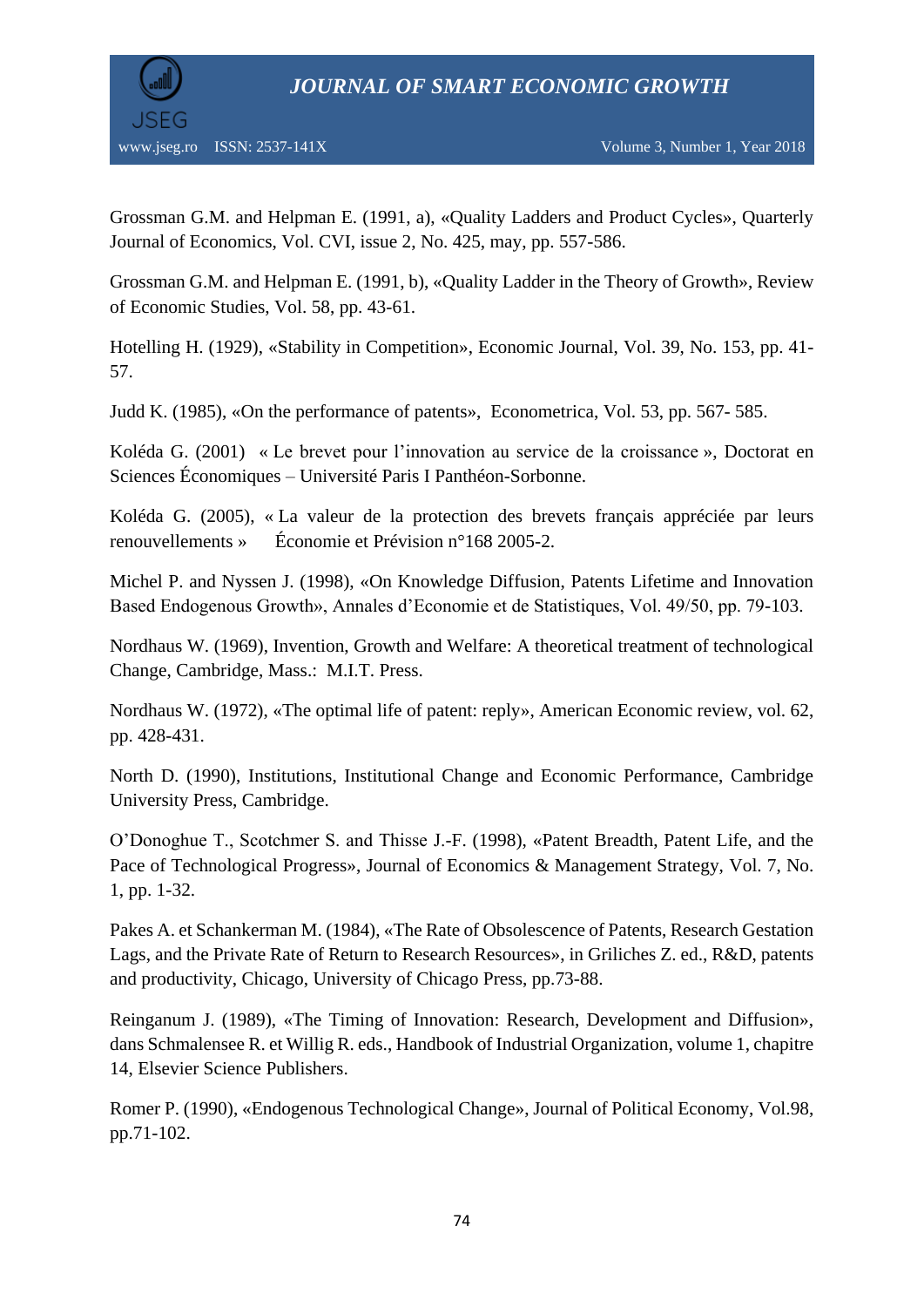Grossman G.M. and Helpman E. (1991, a), «Quality Ladders and Product Cycles», Quarterly Journal of Economics, Vol. CVI, issue 2, No. 425, may, pp. 557-586.

Grossman G.M. and Helpman E. (1991, b), «Quality Ladder in the Theory of Growth», Review of Economic Studies, Vol. 58, pp. 43-61.

Hotelling H. (1929), «Stability in Competition», Economic Journal, Vol. 39, No. 153, pp. 41-57.

Judd K. (1985), «On the performance of patents», Econometrica, Vol. 53, pp. 567- 585.

Koléda G. (2001) « Le brevet pour l'innovation au service de la croissance », Doctorat en Sciences Économiques – Université Paris I Panthéon-Sorbonne.

Koléda G. (2005), « La valeur de la protection des brevets français appréciée par leurs renouvellements » Économie et Prévision n°168 2005-2.

Michel P. and Nyssen J. (1998), «On Knowledge Diffusion, Patents Lifetime and Innovation Based Endogenous Growth», Annales d'Economie et de Statistiques, Vol. 49/50, pp. 79-103.

Nordhaus W. (1969), Invention, Growth and Welfare: A theoretical treatment of technological Change, Cambridge, Mass.: M.I.T. Press.

Nordhaus W. (1972), «The optimal life of patent: reply», American Economic review, vol. 62, pp. 428-431.

North D. (1990), Institutions, Institutional Change and Economic Performance, Cambridge University Press, Cambridge.

O'Donoghue T., Scotchmer S. and Thisse J.-F. (1998), «Patent Breadth, Patent Life, and the Pace of Technological Progress», Journal of Economics & Management Strategy, Vol. 7, No. 1, pp. 1-32.

Pakes A. et Schankerman M. (1984), «The Rate of Obsolescence of Patents, Research Gestation Lags, and the Private Rate of Return to Research Resources», in Griliches Z. ed., R&D, patents and productivity, Chicago, University of Chicago Press, pp.73-88.

Reinganum J. (1989), «The Timing of Innovation: Research, Development and Diffusion», dans Schmalensee R. et Willig R. eds., Handbook of Industrial Organization, volume 1, chapitre 14, Elsevier Science Publishers.

Romer P. (1990), «Endogenous Technological Change», Journal of Political Economy, Vol.98, pp.71-102.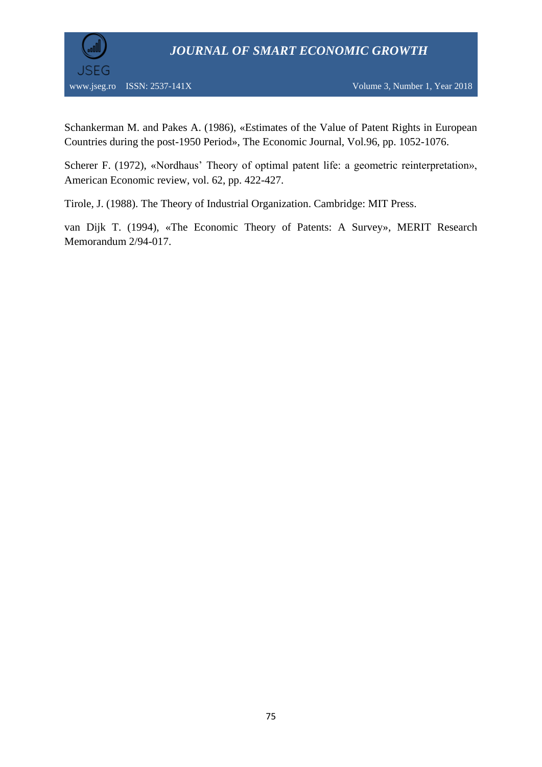Schankerman M. and Pakes A. (1986), «Estimates of the Value of Patent Rights in European Countries during the post-1950 Period», The Economic Journal, Vol.96, pp. 1052-1076.

Scherer F. (1972), «Nordhaus' Theory of optimal patent life: a geometric reinterpretation», American Economic review, vol. 62, pp. 422-427.

Tirole, J. (1988). The Theory of Industrial Organization. Cambridge: MIT Press.

van Dijk T. (1994), «The Economic Theory of Patents: A Survey», MERIT Research Memorandum 2/94-017.